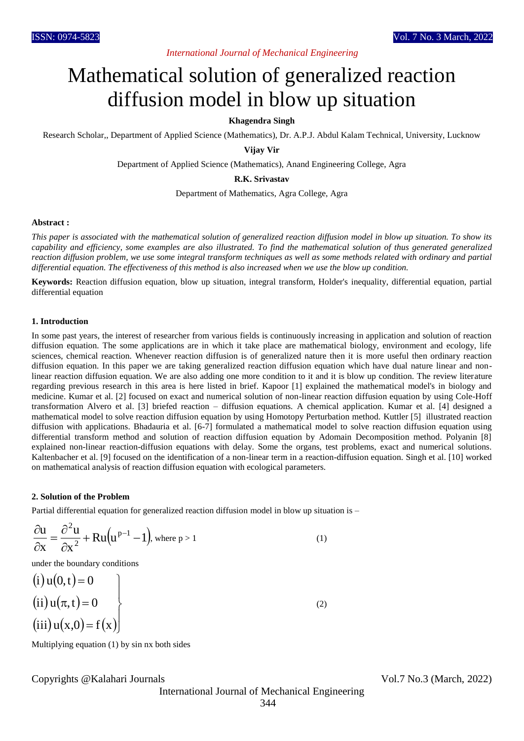# Mathematical solution of generalized reaction diffusion model in blow up situation

**Khagendra Singh**

Research Scholar,, Department of Applied Science (Mathematics), Dr. A.P.J. Abdul Kalam Technical, University, Lucknow

**Vijay Vir**

Department of Applied Science (Mathematics), Anand Engineering College, Agra

**R.K. Srivastav**

Department of Mathematics, Agra College, Agra

**Abstract :**

*This paper is associated with the mathematical solution of generalized reaction diffusion model in blow up situation. To show its capability and efficiency, some examples are also illustrated. To find the mathematical solution of thus generated generalized reaction diffusion problem, we use some integral transform techniques as well as some methods related with ordinary and partial differential equation. The effectiveness of this method is also increased when we use the blow up condition.*

**Keywords:** Reaction diffusion equation, blow up situation, integral transform, Holder's inequality, differential equation, partial differential equation

## 1. Introduction

In some past years, the interest of researcher from various fields is continuously increasing in application and solution of reaction diffusion equation. The some applications are in which it take place are mathematical biology, environment and ecology, life sciences, chemical reaction. Whenever reaction diffusion is of generalized nature then it is more useful then ordinary reaction diffusion equation. In this paper we are taking generalized reaction diffusion equation which have dual nature linear and non-linear reaction diffusion equation. We are also adding one more condition to it and it is blow up condition. The review literature regarding previous research in this area is here listed in brief. Kapoor [1] explained the mathematical model's in biology and medicine. Kumar et al. [2] focused on exact and numerical solution of non-linear reaction diffusion equation by using Cole-Hoff transformation Alvero et al. [3] briefed reaction – diffusion equations. A chemical application. Kumar et al. [4] designed a mathematical model to solve reaction diffusion equation by using Homotopy Perturbation method. Kuttler [5] illustrated reaction diffusion with applications. Bhadauria et al. [6-7] formulated a mathematical model to solve reaction diffusion equation using differential transform method and solution of reaction diffusion equation by Adomain Decomposition method. Polyanin [8] explained non-linear reaction-diffusion equations with delay. Some the organs, test problems, exact and numerical solutions. Kaltenbacher et al. [9] focused on the identification of a non-linear term in a reaction-diffusion equation. Singh et al. [10] worked on mathematical analysis of reaction diffusion equation with ecological parameters.

## 2. Solution of the Problem

Partial differential equation for generalized reaction diffusion model in blow up situation is –

$$\frac{\partial u}{\partial x} = \frac{\partial^2 u}{\partial x^2} + Ru\left(u^{p-1} - 1\right), \text{ where } p > 1 \tag{1}$$

under the boundary conditions

$$\left.\begin{array}{l} \text{(i) } u(0,t) = 0 \\ \text{(ii) } u(\pi,t) = 0 \\ \text{(iii) } u(x,0) = f(x) \end{array}\right\} \tag{2}$$

Multiplying equation (1) by sin nx both sides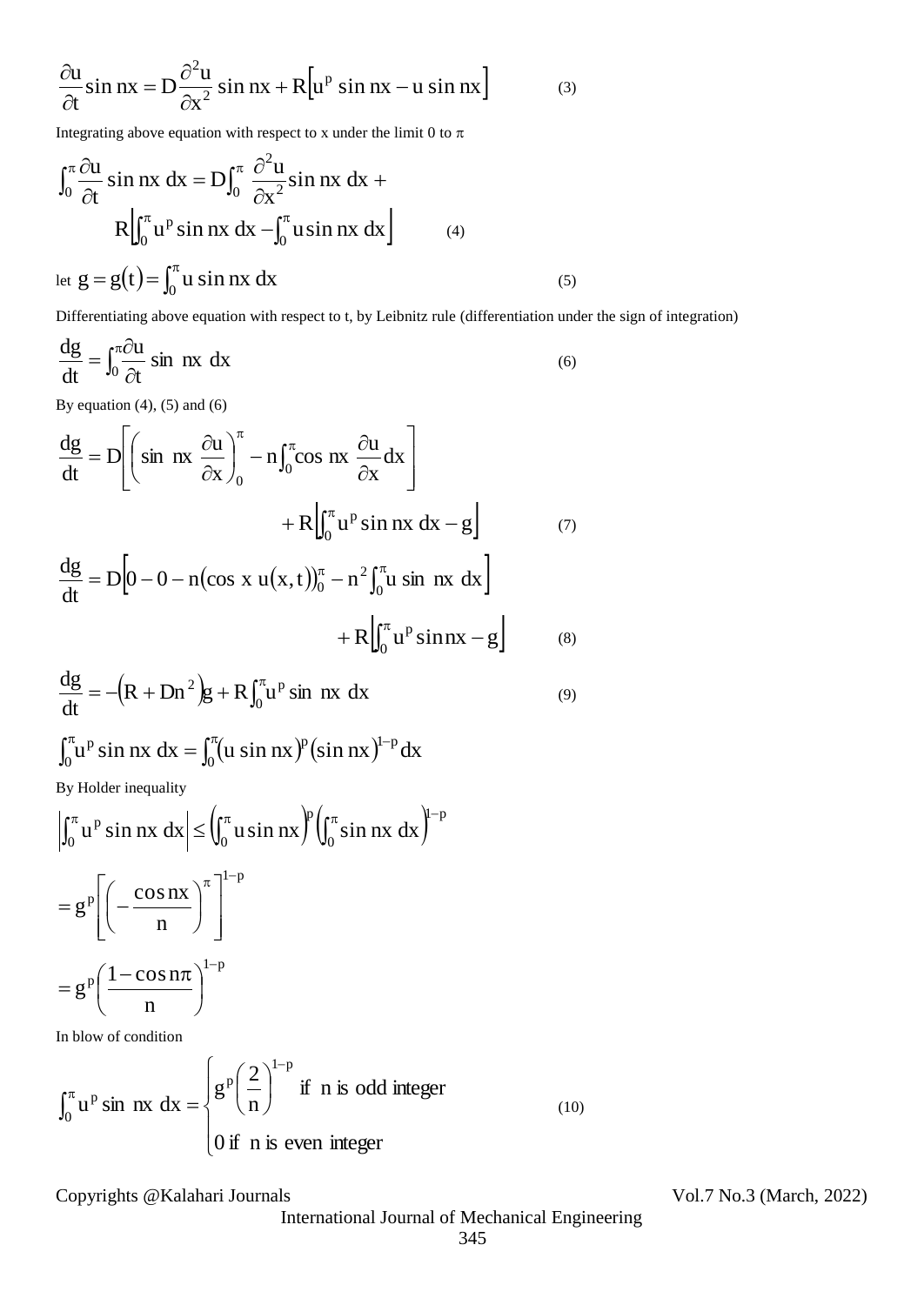$$\frac{\partial u}{\partial t}\sin nx = D\frac{\partial^2 u}{\partial x^2}\sin nx + R\left[u^p \sin nx - u\sin nx\right] \tag{3}$$

Integrating above equation with respect to x under the limit 0 to $\pi$

$$\int_0^\pi \frac{\partial u}{\partial t}\sin nx\, dx = D\int_0^\pi \frac{\partial^2 u}{\partial x^2}\sin nx\, dx + R\left[\int_0^\pi u^p \sin nx\, dx - \int_0^\pi u \sin nx\, dx\right] \tag{4}$$

let $g = g(t) = \int_0^\pi u \sin nx\, dx$ (5)

Differentiating above equation with respect to t, by Leibnitz rule (differentiation under the sign of integration)

$$\frac{dg}{dt} = \int_0^\pi \frac{\partial u}{\partial t}\sin nx\, dx \tag{6}$$

By equation (4), (5) and (6)

$$\frac{dg}{dt} = D\left[\left(\sin nx\frac{\partial u}{\partial x}\right)_0^\pi - n\int_0^\pi \cos nx\frac{\partial u}{\partial x}dx\right] + R\left[\int_0^\pi u^p \sin nx\, dx - g\right] \tag{7}$$

$$\frac{dg}{dt} = D\left[0 - 0 - n\left(\cos x\, u(x,t)\right)_0^\pi - n^2\int_0^\pi u \sin nx\, dx\right] + R\left[\int_0^\pi u^p \sin nx - g\right] \tag{8}$$

$$\frac{dg}{dt} = -\left(R + Dn^2\right)g + R\int_0^\pi u^p \sin nx\, dx \tag{9}$$

$$\int_0^\pi u^p \sin nx\, dx = \int_0^\pi (u\sin nx)^p (\sin nx)^{1-p} dx$$

By Holder inequality

$$\left|\int_0^\pi u^p \sin nx\, dx\right| \le \left(\int_0^\pi u \sin nx\right)^p \left(\int_0^\pi \sin nx\, dx\right)^{1-p}$$

$$= g^p\left[\left(-\frac{\cos nx}{n}\right)^\pi\right]^{1-p}$$

$$= g^p\left(\frac{1-\cos n\pi}{n}\right)^{1-p}$$

In blow of condition

$$\int_0^\pi u^p \sin nx\, dx = \begin{cases} g^p\left(\dfrac{2}{n}\right)^{1-p} & \text{if } n \text{ is odd integer} \\ 0 \text{ if } n \text{ is even integer} \end{cases} \tag{10}$$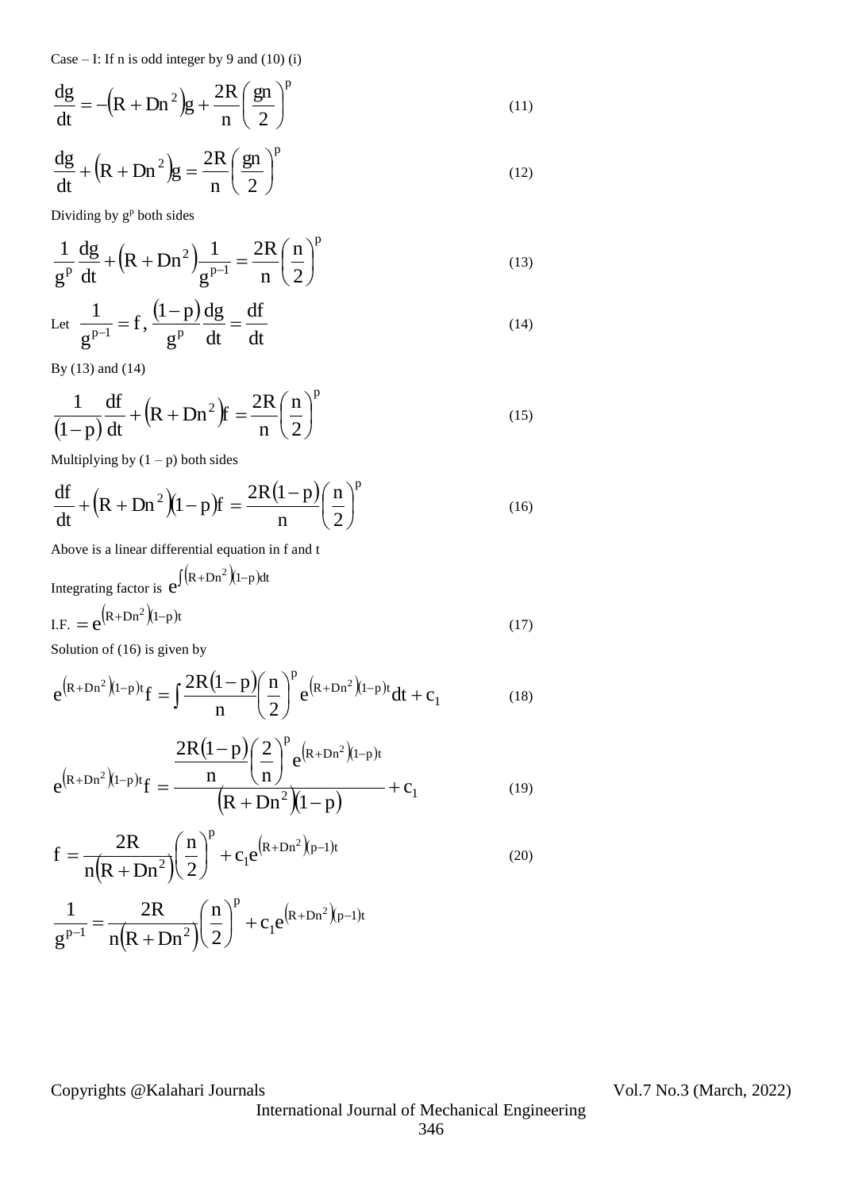Case – I: If n is odd integer by 9 and (10) (i)

$$\frac{dg}{dt} = -\left(R + Dn^2\right)g + \frac{2R}{n}\left(\frac{gn}{2}\right)^p \tag{11}$$

$$\frac{dg}{dt} + \left(R + Dn^2\right)g = \frac{2R}{n}\left(\frac{gn}{2}\right)^p \tag{12}$$

Dividing by $g^p$ both sides

$$\frac{1}{g^p}\frac{dg}{dt} + \left(R + Dn^2\right)\frac{1}{g^{p-1}} = \frac{2R}{n}\left(\frac{n}{2}\right)^p \tag{13}$$

Let $\frac{1}{g^{p-1}} = f, \frac{(1-p)}{g^p}\frac{dg}{dt} = \frac{df}{dt}$ (14)

By (13) and (14)

$$\frac{1}{(1-p)}\frac{df}{dt} + \left(R + Dn^2\right)f = \frac{2R}{n}\left(\frac{n}{2}\right)^p \tag{15}$$

Multiplying by $(1 - p)$ both sides

$$\frac{df}{dt} + \left(R + Dn^2\right)(1-p)f = \frac{2R(1-p)}{n}\left(\frac{n}{2}\right)^p \tag{16}$$

Above is a linear differential equation in f and t

Integrating factor is $e^{\int \left(R+Dn^2\right)(1-p)dt}$

$$\text{I.F.} = e^{\left(R+Dn^2\right)(1-p)t} \tag{17}$$

Solution of (16) is given by

$$e^{\left(R+Dn^2\right)(1-p)t}f = \int \frac{2R(1-p)}{n}\left(\frac{n}{2}\right)^p e^{\left(R+Dn^2\right)(1-p)t}dt + c_1 \tag{18}$$

$$e^{\left(R+Dn^2\right)(1-p)t}f = \frac{\frac{2R(1-p)}{n}\left(\frac{2}{n}\right)^p e^{\left(R+Dn^2\right)(1-p)t}}{\left(R + Dn^2\right)(1-p)} + c_1 \tag{19}$$

$$f = \frac{2R}{n\left(R + Dn^2\right)}\left(\frac{n}{2}\right)^p + c_1 e^{\left(R+Dn^2\right)(p-1)t} \tag{20}$$

$$\frac{1}{g^{p-1}} = \frac{2R}{n\left(R + Dn^2\right)}\left(\frac{n}{2}\right)^p + c_1 e^{\left(R+Dn^2\right)(p-1)t}$$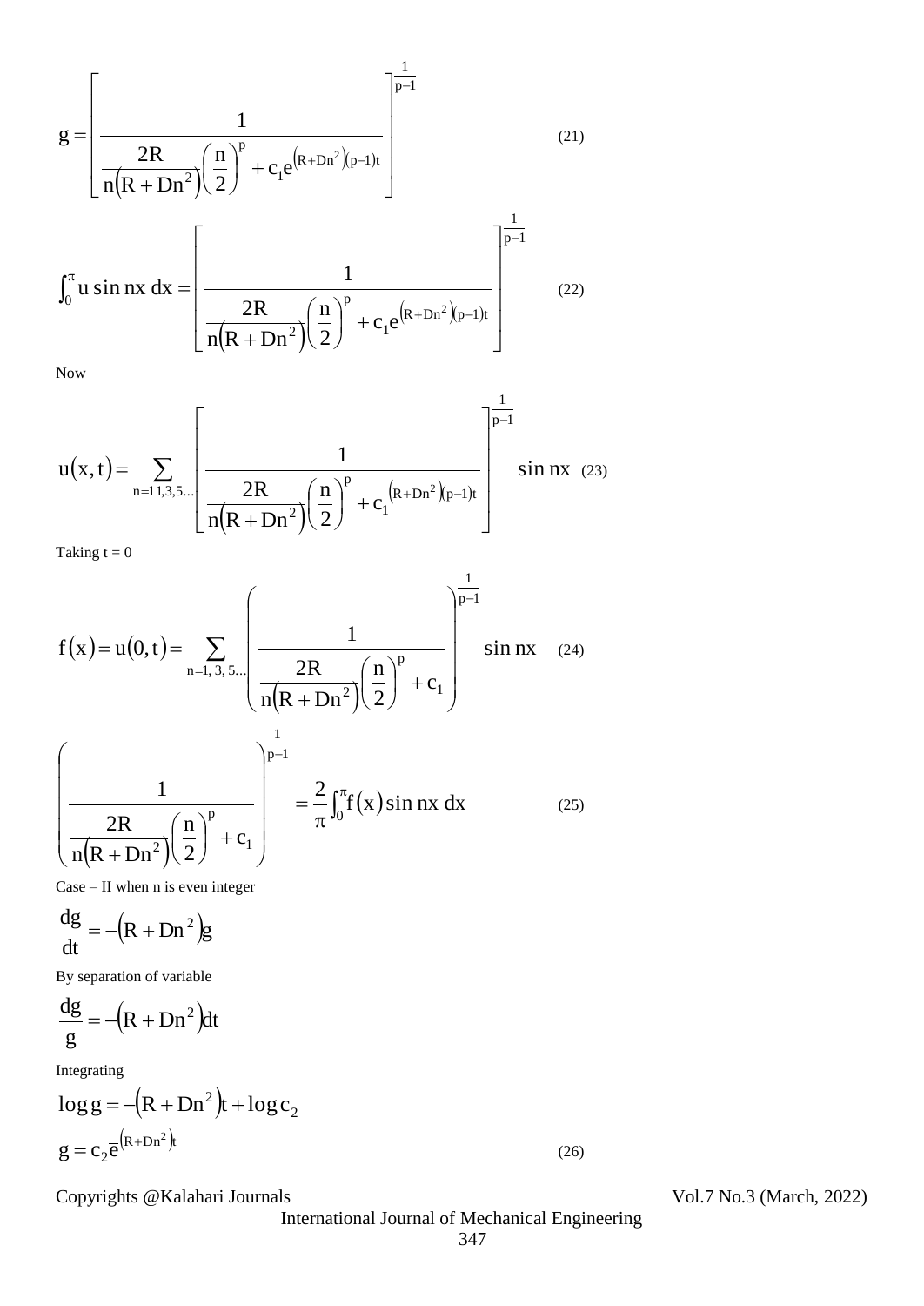$$g = \left[ \frac{1}{\frac{2R}{n\left(R + Dn^2\right)}\left(\frac{n}{2}\right)^p + c_1 e^{\left(R + Dn^2\right)(p-1)t}} \right]^{\frac{1}{p-1}} \tag{21}$$

$$\int_0^\pi u \sin nx \, dx = \left[ \frac{1}{\frac{2R}{n\left(R + Dn^2\right)}\left(\frac{n}{2}\right)^p + c_1 e^{\left(R + Dn^2\right)(p-1)t}} \right]^{\frac{1}{p-1}} \tag{22}$$

Now

$$u(x,t) = \sum_{n=11,3,5...} \left[ \frac{1}{\frac{2R}{n\left(R + Dn^2\right)}\left(\frac{n}{2}\right)^p + c_1^{\left(R + Dn^2\right)(p-1)t}} \right]^{\frac{1}{p-1}} \sin nx \tag{23}$$

Taking t = 0

$$f(x) = u(0,t) = \sum_{n=1,\,3,\,5...} \left( \frac{1}{\frac{2R}{n\left(R + Dn^2\right)}\left(\frac{n}{2}\right)^p + c_1} \right)^{\frac{1}{p-1}} \sin nx \tag{24}$$

$$\left( \frac{1}{\frac{2R}{n\left(R + Dn^2\right)}\left(\frac{n}{2}\right)^p + c_1} \right)^{\frac{1}{p-1}} = \frac{2}{\pi}\int_0^\pi f(x) \sin nx \, dx \tag{25}$$

Case – II when n is even integer

$$\frac{dg}{dt} = -\left(R + Dn^2\right)g$$

By separation of variable

$$\frac{dg}{g} = -\left(R + Dn^2\right)dt$$

Integrating

$$\log g = -\left(R + Dn^2\right)t + \log c_2$$

$$g = c_2 \overline{e}^{\left(R + Dn^2\right)t} \tag{26}$$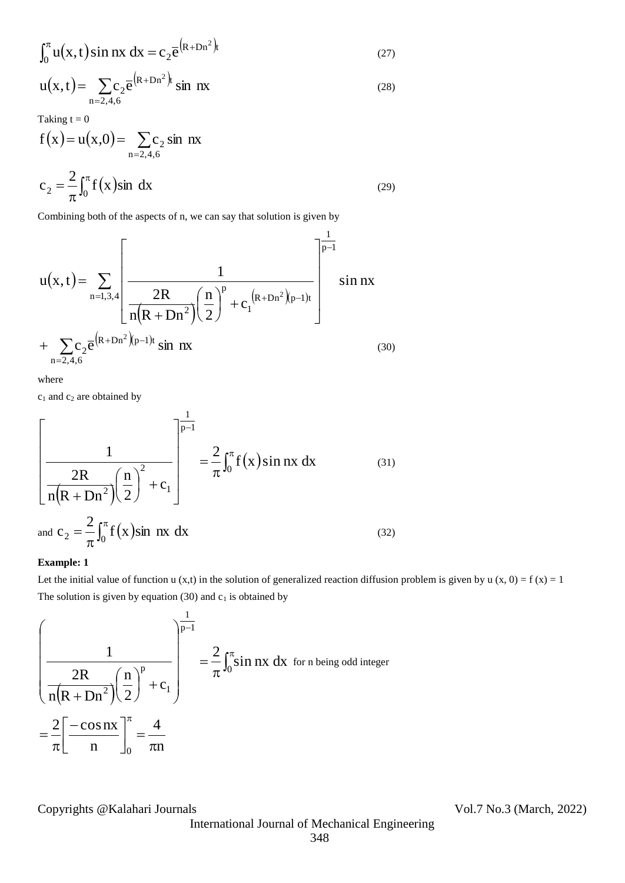$$\int_0^{\pi} u(x,t)\sin nx\, dx = c_2 \bar{e}^{\left(R+Dn^2\right)t} \tag{27}$$

$$u(x,t) = \sum_{n=2,4,6} c_2 \bar{e}^{\left(R+Dn^2\right)t} \sin\, nx \tag{28}$$

Taking t = 0

$$f(x) = u(x,0) = \sum_{n=2,4,6} c_2 \sin\, nx$$

$$c_2 = \frac{2}{\pi}\int_0^{\pi} f(x)\sin\, dx \tag{29}$$

Combining both of the aspects of n, we can say that solution is given by

$$u(x,t) = \sum_{n=1,3,4}\left[\frac{1}{\frac{2R}{n\left(R+Dn^2\right)}\left(\frac{n}{2}\right)^p + c_1^{\left(R+Dn^2\right)(p-1)t}}\right]^{\frac{1}{p-1}} \sin nx$$

$$+ \sum_{n=2,4,6} c_2 \bar{e}^{\left(R+Dn^2\right)(p-1)t} \sin\, nx \tag{30}$$

where

$c_1$ and $c_2$ are obtained by

$$\left[\frac{1}{\frac{2R}{n\left(R+Dn^2\right)}\left(\frac{n}{2}\right)^2 + c_1}\right]^{\frac{1}{p-1}} = \frac{2}{\pi}\int_0^{\pi} f(x)\sin nx\, dx \tag{31}$$

and $c_2 = \frac{2}{\pi}\int_0^{\pi} f(x)\sin\, nx\, dx$ (32)

**Example: 1**

Let the initial value of function u (x,t) in the solution of generalized reaction diffusion problem is given by u (x, 0) = f (x) = 1

The solution is given by equation (30) and $c_1$ is obtained by

$$\left(\frac{1}{\frac{2R}{n\left(R+Dn^2\right)}\left(\frac{n}{2}\right)^p + c_1}\right)^{\frac{1}{p-1}} = \frac{2}{\pi}\int_0^{\pi}\sin nx\, dx \quad \text{for n being odd integer}$$

$$= \frac{2}{\pi}\left[\frac{-\cos nx}{n}\right]_0^{\pi} = \frac{4}{\pi n}$$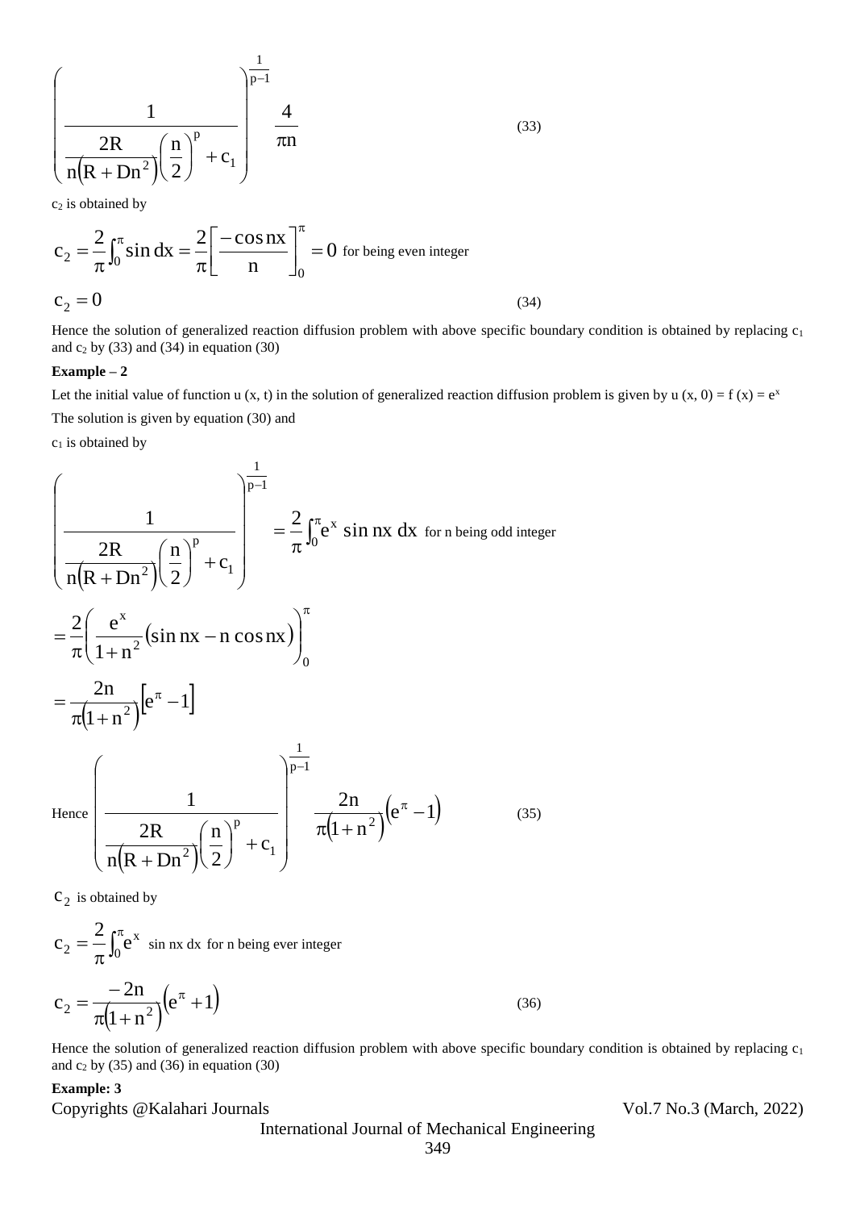$$\left(\frac{1}{\frac{2R}{n\left(R+Dn^2\right)}\left(\frac{n}{2}\right)^p+c_1}\right)^{\frac{1}{p-1}} \quad \frac{4}{\pi n} \tag{33}$$

$c_2$ is obtained by

$$c_2 = \frac{2}{\pi}\int_0^\pi \sin dx = \frac{2}{\pi}\left[\frac{-\cos nx}{n}\right]_0^\pi = 0 \text{ for being even integer}$$

$$c_2 = 0 \tag{34}$$

Hence the solution of generalized reaction diffusion problem with above specific boundary condition is obtained by replacing $c_1$ and $c_2$ by (33) and (34) in equation (30)

**Example – 2**

Let the initial value of function u (x, t) in the solution of generalized reaction diffusion problem is given by $u(x, 0) = f(x) = e^x$

The solution is given by equation (30) and

$c_1$ is obtained by

$$\left(\frac{1}{\frac{2R}{n\left(R+Dn^2\right)}\left(\frac{n}{2}\right)^p+c_1}\right)^{\frac{1}{p-1}} = \frac{2}{\pi}\int_0^\pi e^x \sin nx \, dx \text{ for n being odd integer}$$

$$= \frac{2}{\pi}\left(\frac{e^x}{1+n^2}\left(\sin nx - n\cos nx\right)\right)_0^\pi$$

$$= \frac{2n}{\pi\left(1+n^2\right)}\left[e^\pi - 1\right]$$

Hence
$$\left(\frac{1}{\frac{2R}{n\left(R+Dn^2\right)}\left(\frac{n}{2}\right)^p+c_1}\right)^{\frac{1}{p-1}} \quad \frac{2n}{\pi\left(1+n^2\right)}\left(e^\pi - 1\right) \tag{35}$$

$c_2$ is obtained by

$$c_2 = \frac{2}{\pi}\int_0^\pi e^x \text{ sin nx dx for n being ever integer}$$

$$c_2 = \frac{-2n}{\pi\left(1+n^2\right)}\left(e^\pi + 1\right) \tag{36}$$

Hence the solution of generalized reaction diffusion problem with above specific boundary condition is obtained by replacing $c_1$ and $c_2$ by (35) and (36) in equation (30)

**Example: 3**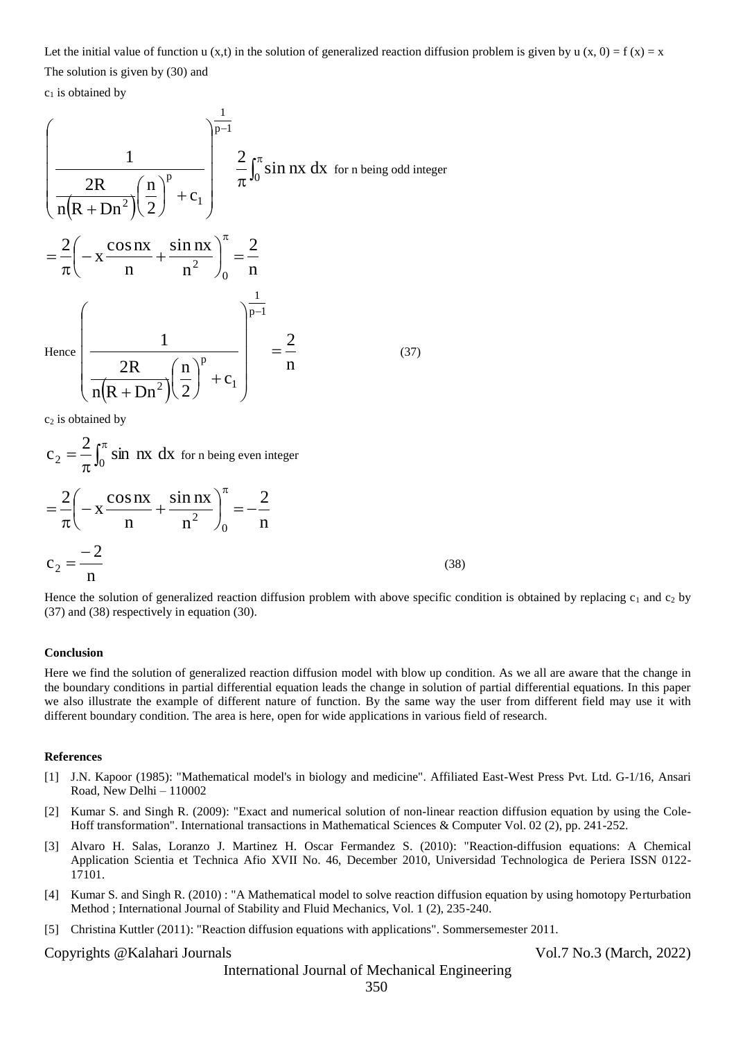Let the initial value of function u (x,t) in the solution of generalized reaction diffusion problem is given by u (x, 0) = f (x) = x

The solution is given by (30) and

$c_1$ is obtained by

$$\left(\frac{1}{\frac{2R}{n\left(R+Dn^2\right)}\left(\frac{n}{2}\right)^p+c_1}\right)^{\frac{1}{p-1}} \quad \frac{2}{\pi}\int_0^\pi \sin nx \, dx \text{ for n being odd integer}$$

$$=\frac{2}{\pi}\left(-x\frac{\cos nx}{n}+\frac{\sin nx}{n^2}\right)_0^\pi=\frac{2}{n}$$

Hence

$$\left(\frac{1}{\frac{2R}{n\left(R+Dn^2\right)}\left(\frac{n}{2}\right)^p+c_1}\right)^{\frac{1}{p-1}}=\frac{2}{n} \tag{37}$$

$c_2$ is obtained by

$$c_2=\frac{2}{\pi}\int_0^\pi \sin \, nx \, dx \text{ for n being even integer}$$

$$=\frac{2}{\pi}\left(-x\frac{\cos nx}{n}+\frac{\sin nx}{n^2}\right)_0^\pi=-\frac{2}{n}$$

$$c_2=\frac{-2}{n} \tag{38}$$

Hence the solution of generalized reaction diffusion problem with above specific condition is obtained by replacing $c_1$ and $c_2$ by (37) and (38) respectively in equation (30).

#### Conclusion

Here we find the solution of generalized reaction diffusion model with blow up condition. As we all are aware that the change in the boundary conditions in partial differential equation leads the change in solution of partial differential equations. In this paper we also illustrate the example of different nature of function. By the same way the user from different field may use it with different boundary condition. The area is here, open for wide applications in various field of research.

#### References

[1] J.N. Kapoor (1985): "Mathematical model's in biology and medicine". Affiliated East-West Press Pvt. Ltd. G-1/16, Ansari Road, New Delhi – 110002

[2] Kumar S. and Singh R. (2009): "Exact and numerical solution of non-linear reaction diffusion equation by using the Cole-Hoff transformation". International transactions in Mathematical Sciences & Computer Vol. 02 (2), pp. 241-252.

[3] Alvaro H. Salas, Loranzo J. Martinez H. Oscar Fermandez S. (2010): "Reaction-diffusion equations: A Chemical Application Scientia et Technica Afio XVII No. 46, December 2010, Universidad Technologica de Periera ISSN 0122-17101.

[4] Kumar S. and Singh R. (2010) : "A Mathematical model to solve reaction diffusion equation by using homotopy Perturbation Method ; International Journal of Stability and Fluid Mechanics, Vol. 1 (2), 235-240.

[5] Christina Kuttler (2011): "Reaction diffusion equations with applications". Sommersemester 2011.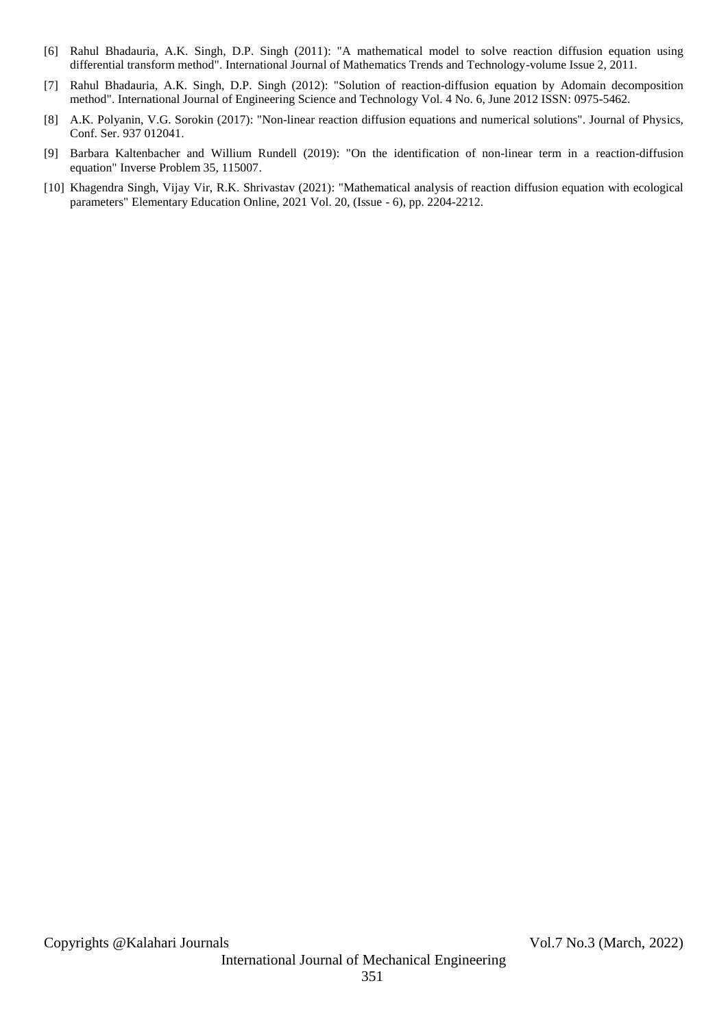[6] Rahul Bhadauria, A.K. Singh, D.P. Singh (2011): "A mathematical model to solve reaction diffusion equation using differential transform method". International Journal of Mathematics Trends and Technology-volume Issue 2, 2011.

[7] Rahul Bhadauria, A.K. Singh, D.P. Singh (2012): "Solution of reaction-diffusion equation by Adomain decomposition method". International Journal of Engineering Science and Technology Vol. 4 No. 6, June 2012 ISSN: 0975-5462.

[8] A.K. Polyanin, V.G. Sorokin (2017): "Non-linear reaction diffusion equations and numerical solutions". Journal of Physics, Conf. Ser. 937 012041.

[9] Barbara Kaltenbacher and Willium Rundell (2019): "On the identification of non-linear term in a reaction-diffusion equation" Inverse Problem 35, 115007.

[10] Khagendra Singh, Vijay Vir, R.K. Shrivastav (2021): "Mathematical analysis of reaction diffusion equation with ecological parameters" Elementary Education Online, 2021 Vol. 20, (Issue - 6), pp. 2204-2212.